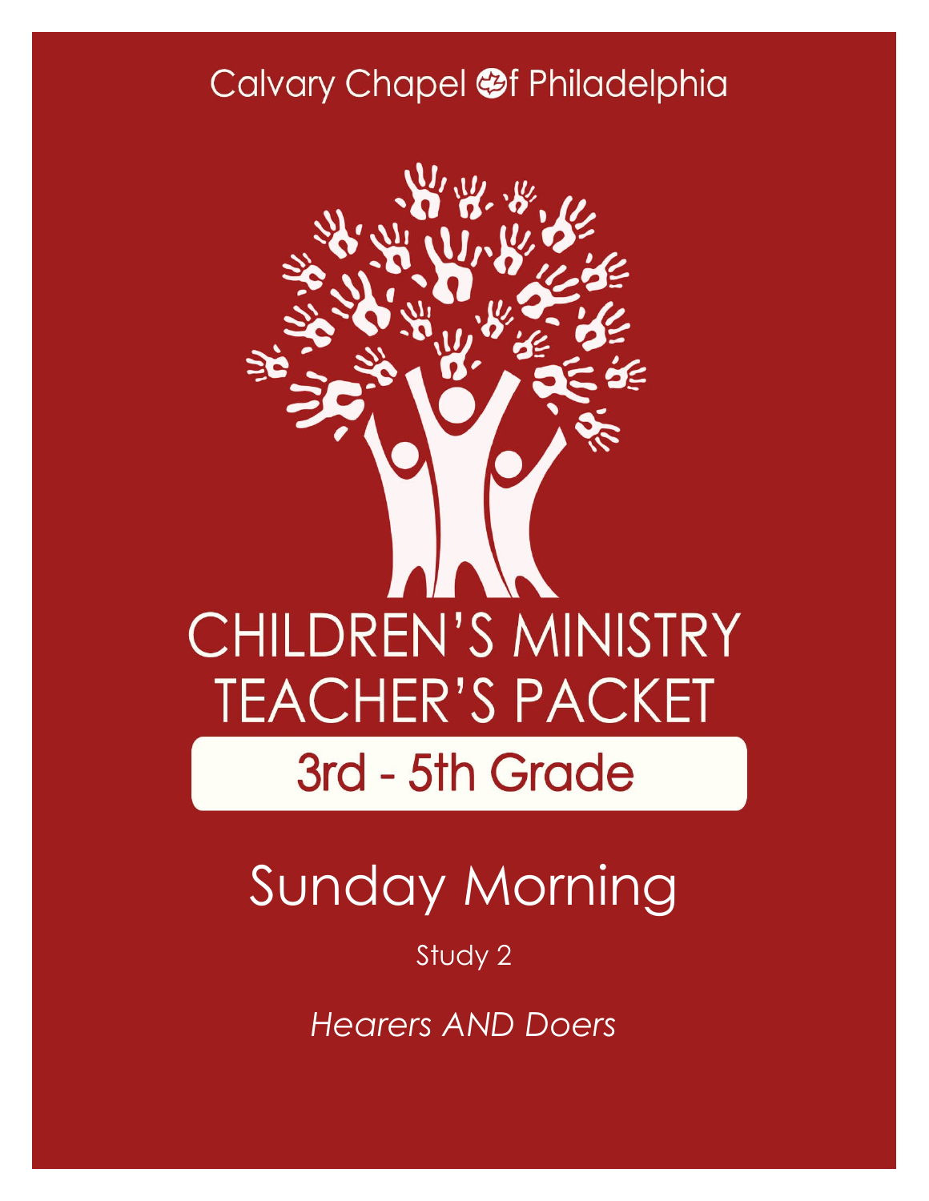Calvary Chapel of Philadelphia

# CHILDREN'S MINISTRY TEACHER'S PACKET

## 3rd - 5th Grade

# Sunday Morning

Study 2

*Hearers AND Doers*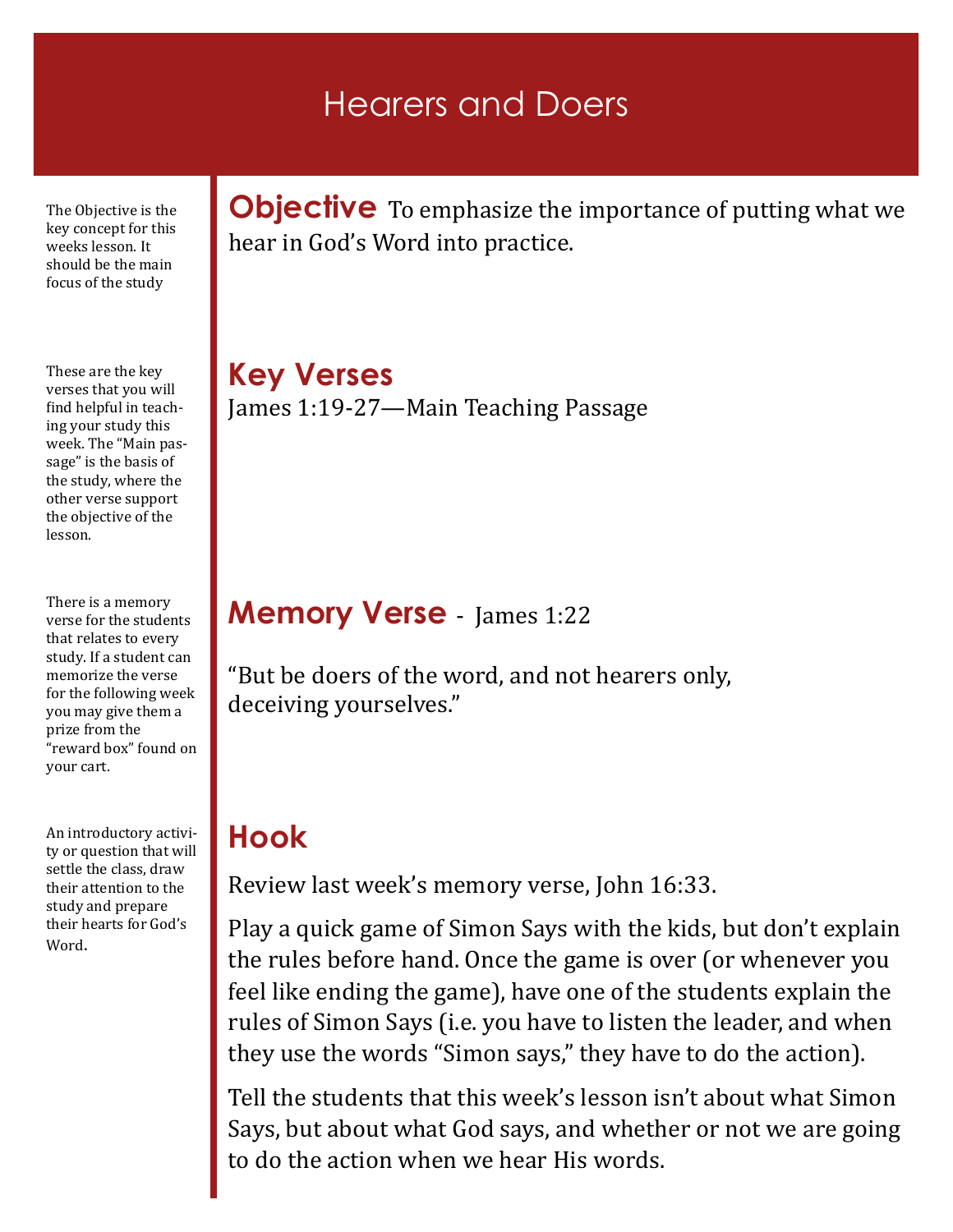# Hearers and Doers

The Objective is the key concept for this weeks lesson. It should be the main focus of the study

## Objective

To emphasize the importance of putting what we hear in God's Word into practice.

These are the key verses that you will find helpful in teaching your study this week. The "Main passage" is the basis of the study, where the other verse support the objective of the lesson.

## Key Verses

James 1:19-27—Main Teaching Passage

There is a memory verse for the students that relates to every study. If a student can memorize the verse for the following week you may give them a prize from the "reward box" found on your cart.

## Memory Verse - James 1:22

"But be doers of the word, and not hearers only, deceiving yourselves."

An introductory activity or question that will settle the class, draw their attention to the study and prepare their hearts for God's Word.

## Hook

Review last week's memory verse, John 16:33.

Play a quick game of Simon Says with the kids, but don't explain the rules before hand. Once the game is over (or whenever you feel like ending the game), have one of the students explain the rules of Simon Says (i.e. you have to listen the leader, and when they use the words "Simon says," they have to do the action).

Tell the students that this week's lesson isn't about what Simon Says, but about what God says, and whether or not we are going to do the action when we hear His words.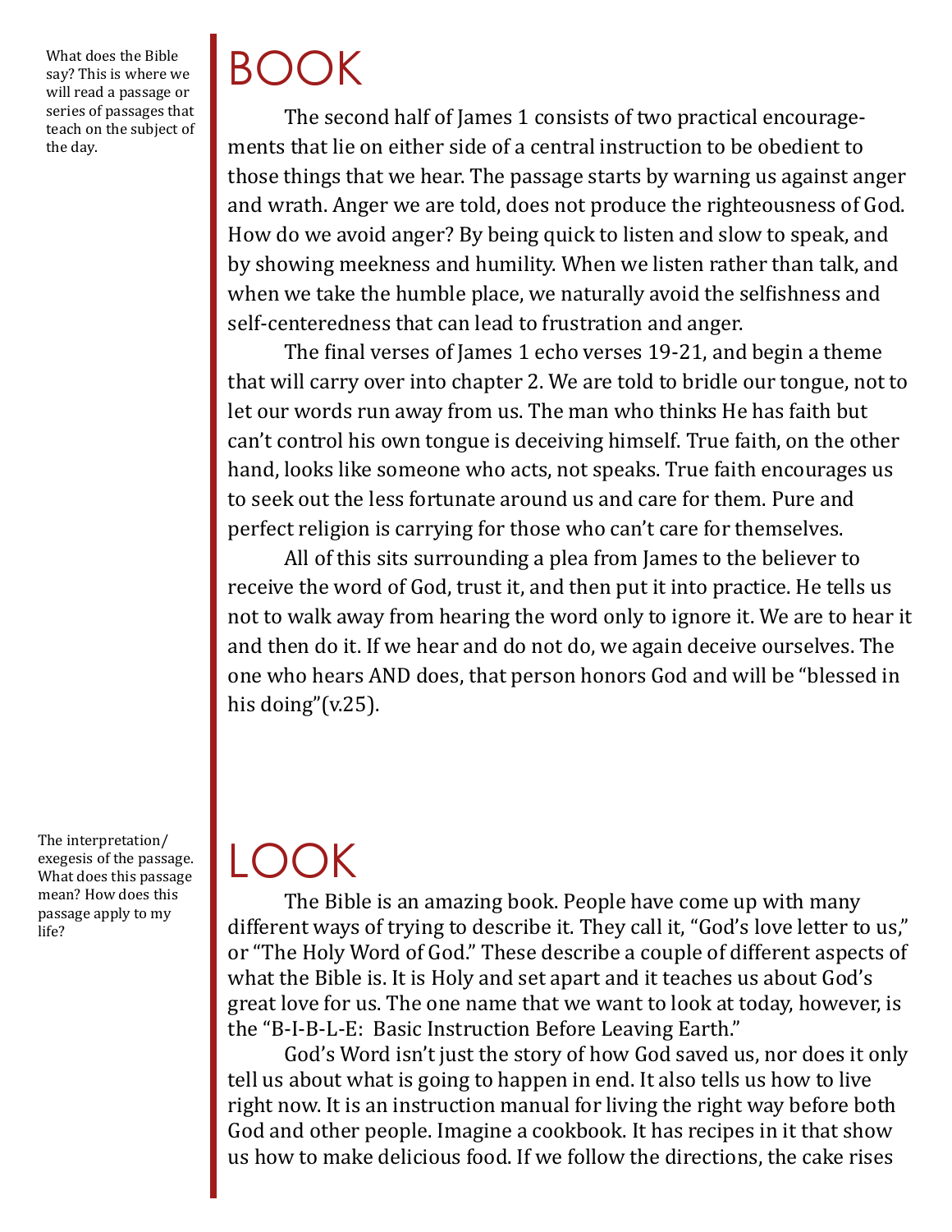What does the Bible say? This is where we will read a passage or series of passages that teach on the subject of the day.

# BOOK

The second half of James 1 consists of two practical encouragements that lie on either side of a central instruction to be obedient to those things that we hear. The passage starts by warning us against anger and wrath. Anger we are told, does not produce the righteousness of God. How do we avoid anger? By being quick to listen and slow to speak, and by showing meekness and humility. When we listen rather than talk, and when we take the humble place, we naturally avoid the selfishness and self-centeredness that can lead to frustration and anger.

The final verses of James 1 echo verses 19-21, and begin a theme that will carry over into chapter 2. We are told to bridle our tongue, not to let our words run away from us. The man who thinks He has faith but can't control his own tongue is deceiving himself. True faith, on the other hand, looks like someone who acts, not speaks. True faith encourages us to seek out the less fortunate around us and care for them. Pure and perfect religion is carrying for those who can't care for themselves.

All of this sits surrounding a plea from James to the believer to receive the word of God, trust it, and then put it into practice. He tells us not to walk away from hearing the word only to ignore it. We are to hear it and then do it. If we hear and do not do, we again deceive ourselves. The one who hears AND does, that person honors God and will be "blessed in his doing"(v.25).

The interpretation/exegesis of the passage. What does this passage mean? How does this passage apply to my life?

# LOOK

The Bible is an amazing book. People have come up with many different ways of trying to describe it. They call it, "God's love letter to us," or "The Holy Word of God." These describe a couple of different aspects of what the Bible is. It is Holy and set apart and it teaches us about God's great love for us. The one name that we want to look at today, however, is the "B-I-B-L-E: Basic Instruction Before Leaving Earth."

God's Word isn't just the story of how God saved us, nor does it only tell us about what is going to happen in end. It also tells us how to live right now. It is an instruction manual for living the right way before both God and other people. Imagine a cookbook. It has recipes in it that show us how to make delicious food. If we follow the directions, the cake rises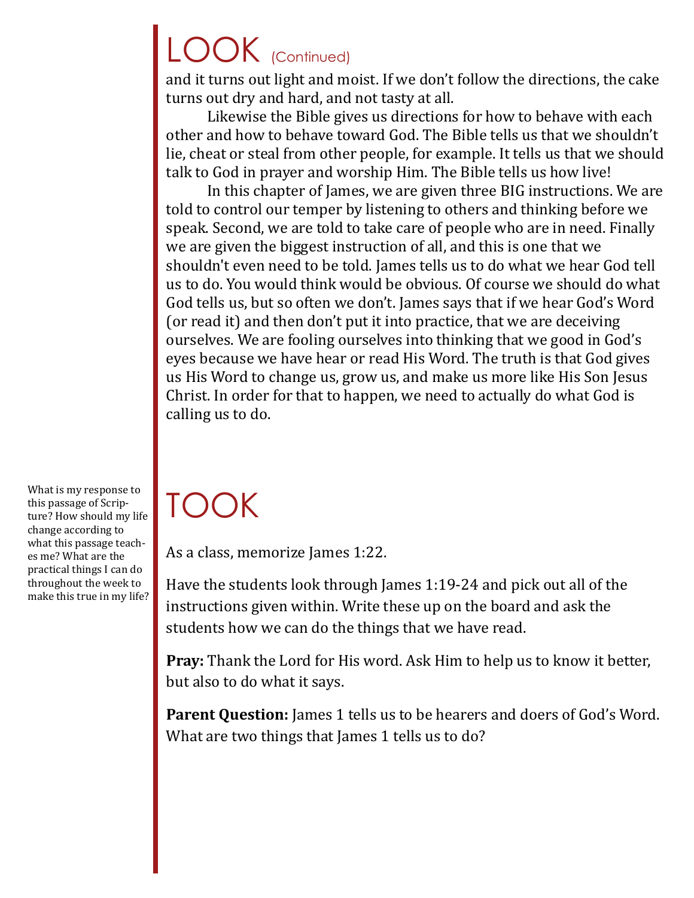# LOOK (Continued)

and it turns out light and moist. If we don't follow the directions, the cake turns out dry and hard, and not tasty at all.

Likewise the Bible gives us directions for how to behave with each other and how to behave toward God. The Bible tells us that we shouldn't lie, cheat or steal from other people, for example. It tells us that we should talk to God in prayer and worship Him. The Bible tells us how live!

In this chapter of James, we are given three BIG instructions. We are told to control our temper by listening to others and thinking before we speak. Second, we are told to take care of people who are in need. Finally we are given the biggest instruction of all, and this is one that we shouldn't even need to be told. James tells us to do what we hear God tell us to do. You would think would be obvious. Of course we should do what God tells us, but so often we don't. James says that if we hear God's Word (or read it) and then don't put it into practice, that we are deceiving ourselves. We are fooling ourselves into thinking that we good in God's eyes because we have hear or read His Word. The truth is that God gives us His Word to change us, grow us, and make us more like His Son Jesus Christ. In order for that to happen, we need to actually do what God is calling us to do.

# TOOK

What is my response to this passage of Scripture? How should my life change according to what this passage teaches me? What are the practical things I can do throughout the week to make this true in my life?

As a class, memorize James 1:22.

Have the students look through James 1:19-24 and pick out all of the instructions given within. Write these up on the board and ask the students how we can do the things that we have read.

**Pray:** Thank the Lord for His word. Ask Him to help us to know it better, but also to do what it says.

**Parent Question:** James 1 tells us to be hearers and doers of God's Word. What are two things that James 1 tells us to do?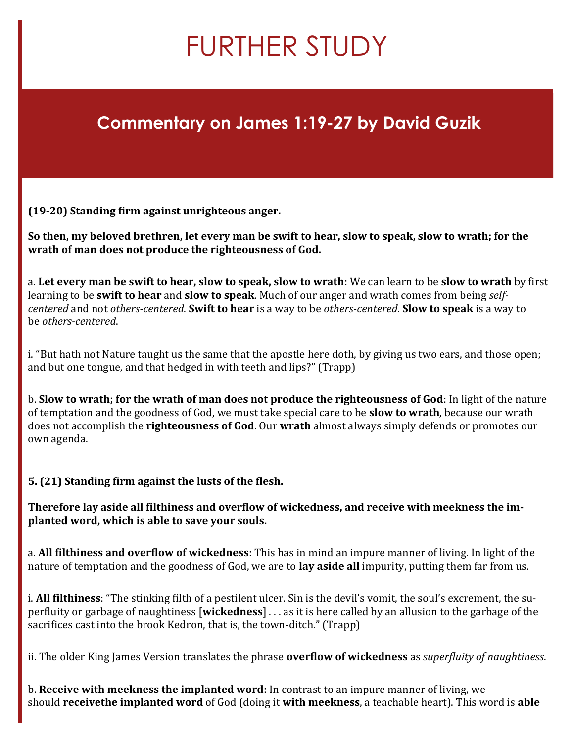# FURTHER STUDY

## Commentary on James 1:19-27 by David Guzik

**(19-20) Standing firm against unrighteous anger.**

**So then, my beloved brethren, let every man be swift to hear, slow to speak, slow to wrath; for the wrath of man does not produce the righteousness of God.**

a. **Let every man be swift to hear, slow to speak, slow to wrath**: We can learn to be **slow to wrath** by first learning to be **swift to hear** and **slow to speak**. Much of our anger and wrath comes from being *self-centered* and not *others-centered*. **Swift to hear** is a way to be *others-centered*. **Slow to speak** is a way to be *others-centered*.

i. "But hath not Nature taught us the same that the apostle here doth, by giving us two ears, and those open; and but one tongue, and that hedged in with teeth and lips?" (Trapp)

b. **Slow to wrath; for the wrath of man does not produce the righteousness of God**: In light of the nature of temptation and the goodness of God, we must take special care to be **slow to wrath**, because our wrath does not accomplish the **righteousness of God**. Our **wrath** almost always simply defends or promotes our own agenda.

**5. (21) Standing firm against the lusts of the flesh.**

**Therefore lay aside all filthiness and overflow of wickedness, and receive with meekness the implanted word, which is able to save your souls.**

a. **All filthiness and overflow of wickedness**: This has in mind an impure manner of living. In light of the nature of temptation and the goodness of God, we are to **lay aside all** impurity, putting them far from us.

i. **All filthiness**: "The stinking filth of a pestilent ulcer. Sin is the devil's vomit, the soul's excrement, the superfluity or garbage of naughtiness [**wickedness**] . . . as it is here called by an allusion to the garbage of the sacrifices cast into the brook Kedron, that is, the town-ditch." (Trapp)

ii. The older King James Version translates the phrase **overflow of wickedness** as *superfluity of naughtiness*.

b. **Receive with meekness the implanted word**: In contrast to an impure manner of living, we should **receivethe implanted word** of God (doing it **with meekness**, a teachable heart). This word is **able**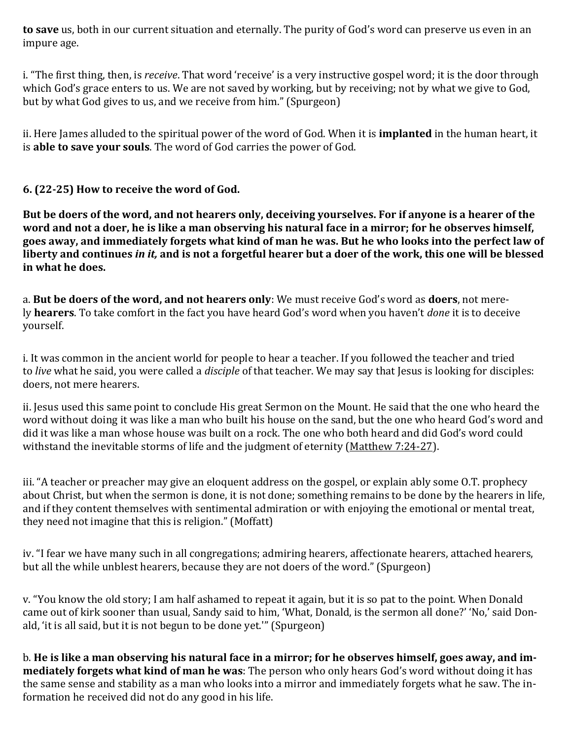**to save** us, both in our current situation and eternally. The purity of God's word can preserve us even in an impure age.

i. "The first thing, then, is *receive*. That word 'receive' is a very instructive gospel word; it is the door through which God's grace enters to us. We are not saved by working, but by receiving; not by what we give to God, but by what God gives to us, and we receive from him." (Spurgeon)

ii. Here James alluded to the spiritual power of the word of God. When it is **implanted** in the human heart, it is **able to save your souls**. The word of God carries the power of God.

**6. (22-25) How to receive the word of God.**

**But be doers of the word, and not hearers only, deceiving yourselves. For if anyone is a hearer of the word and not a doer, he is like a man observing his natural face in a mirror; for he observes himself, goes away, and immediately forgets what kind of man he was. But he who looks into the perfect law of liberty and continues *in it,* and is not a forgetful hearer but a doer of the work, this one will be blessed in what he does.**

a. **But be doers of the word, and not hearers only**: We must receive God's word as **doers**, not merely **hearers**. To take comfort in the fact you have heard God's word when you haven't *done* it is to deceive yourself.

i. It was common in the ancient world for people to hear a teacher. If you followed the teacher and tried to *live* what he said, you were called a *disciple* of that teacher. We may say that Jesus is looking for disciples: doers, not mere hearers.

ii. Jesus used this same point to conclude His great Sermon on the Mount. He said that the one who heard the word without doing it was like a man who built his house on the sand, but the one who heard God's word and did it was like a man whose house was built on a rock. The one who both heard and did God's word could withstand the inevitable storms of life and the judgment of eternity (Matthew 7:24-27).

iii. "A teacher or preacher may give an eloquent address on the gospel, or explain ably some O.T. prophecy about Christ, but when the sermon is done, it is not done; something remains to be done by the hearers in life, and if they content themselves with sentimental admiration or with enjoying the emotional or mental treat, they need not imagine that this is religion." (Moffatt)

iv. "I fear we have many such in all congregations; admiring hearers, affectionate hearers, attached hearers, but all the while unblest hearers, because they are not doers of the word." (Spurgeon)

v. "You know the old story; I am half ashamed to repeat it again, but it is so pat to the point. When Donald came out of kirk sooner than usual, Sandy said to him, 'What, Donald, is the sermon all done?' 'No,' said Donald, 'it is all said, but it is not begun to be done yet.'" (Spurgeon)

b. **He is like a man observing his natural face in a mirror; for he observes himself, goes away, and immediately forgets what kind of man he was**: The person who only hears God's word without doing it has the same sense and stability as a man who looks into a mirror and immediately forgets what he saw. The information he received did not do any good in his life.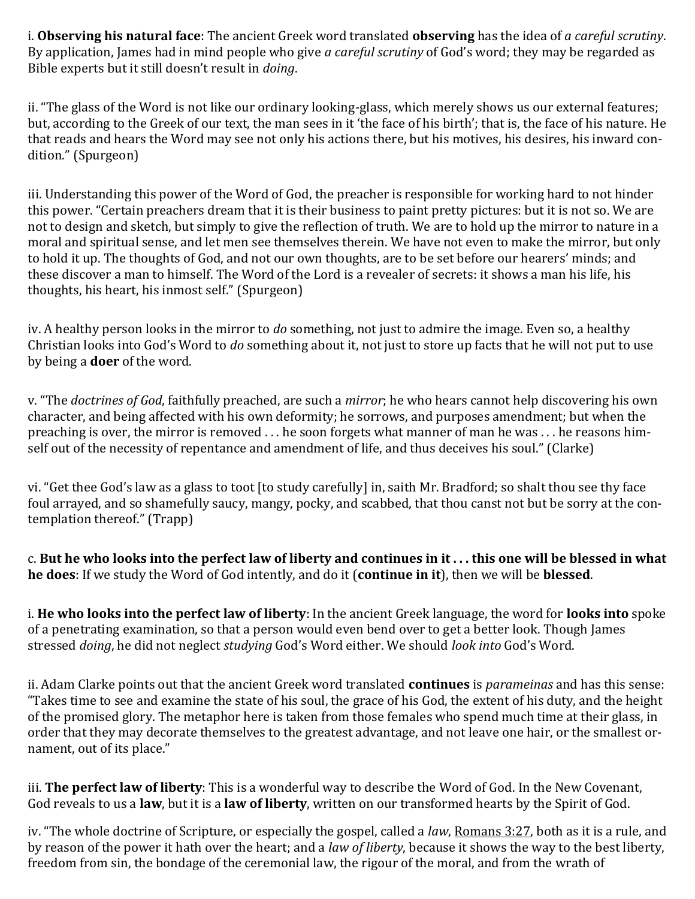i. **Observing his natural face**: The ancient Greek word translated **observing** has the idea of *a careful scrutiny*. By application, James had in mind people who give *a careful scrutiny* of God's word; they may be regarded as Bible experts but it still doesn't result in *doing*.

ii. "The glass of the Word is not like our ordinary looking-glass, which merely shows us our external features; but, according to the Greek of our text, the man sees in it 'the face of his birth'; that is, the face of his nature. He that reads and hears the Word may see not only his actions there, but his motives, his desires, his inward condition." (Spurgeon)

iii. Understanding this power of the Word of God, the preacher is responsible for working hard to not hinder this power. "Certain preachers dream that it is their business to paint pretty pictures: but it is not so. We are not to design and sketch, but simply to give the reflection of truth. We are to hold up the mirror to nature in a moral and spiritual sense, and let men see themselves therein. We have not even to make the mirror, but only to hold it up. The thoughts of God, and not our own thoughts, are to be set before our hearers' minds; and these discover a man to himself. The Word of the Lord is a revealer of secrets: it shows a man his life, his thoughts, his heart, his inmost self." (Spurgeon)

iv. A healthy person looks in the mirror to *do* something, not just to admire the image. Even so, a healthy Christian looks into God's Word to *do* something about it, not just to store up facts that he will not put to use by being a **doer** of the word.

v. "The *doctrines of God*, faithfully preached, are such a *mirror*; he who hears cannot help discovering his own character, and being affected with his own deformity; he sorrows, and purposes amendment; but when the preaching is over, the mirror is removed . . . he soon forgets what manner of man he was . . . he reasons himself out of the necessity of repentance and amendment of life, and thus deceives his soul." (Clarke)

vi. "Get thee God's law as a glass to toot [to study carefully] in, saith Mr. Bradford; so shalt thou see thy face foul arrayed, and so shamefully saucy, mangy, pocky, and scabbed, that thou canst not but be sorry at the contemplation thereof." (Trapp)

c. **But he who looks into the perfect law of liberty and continues in it . . . this one will be blessed in what he does**: If we study the Word of God intently, and do it (**continue in it**), then we will be **blessed**.

i. **He who looks into the perfect law of liberty**: In the ancient Greek language, the word for **looks into** spoke of a penetrating examination, so that a person would even bend over to get a better look. Though James stressed *doing*, he did not neglect *studying* God's Word either. We should *look into* God's Word.

ii. Adam Clarke points out that the ancient Greek word translated **continues** is *parameinas* and has this sense: "Takes time to see and examine the state of his soul, the grace of his God, the extent of his duty, and the height of the promised glory. The metaphor here is taken from those females who spend much time at their glass, in order that they may decorate themselves to the greatest advantage, and not leave one hair, or the smallest ornament, out of its place."

iii. **The perfect law of liberty**: This is a wonderful way to describe the Word of God. In the New Covenant, God reveals to us a **law**, but it is a **law of liberty**, written on our transformed hearts by the Spirit of God.

iv. "The whole doctrine of Scripture, or especially the gospel, called a *law*, Romans 3:27, both as it is a rule, and by reason of the power it hath over the heart; and a *law of liberty*, because it shows the way to the best liberty, freedom from sin, the bondage of the ceremonial law, the rigour of the moral, and from the wrath of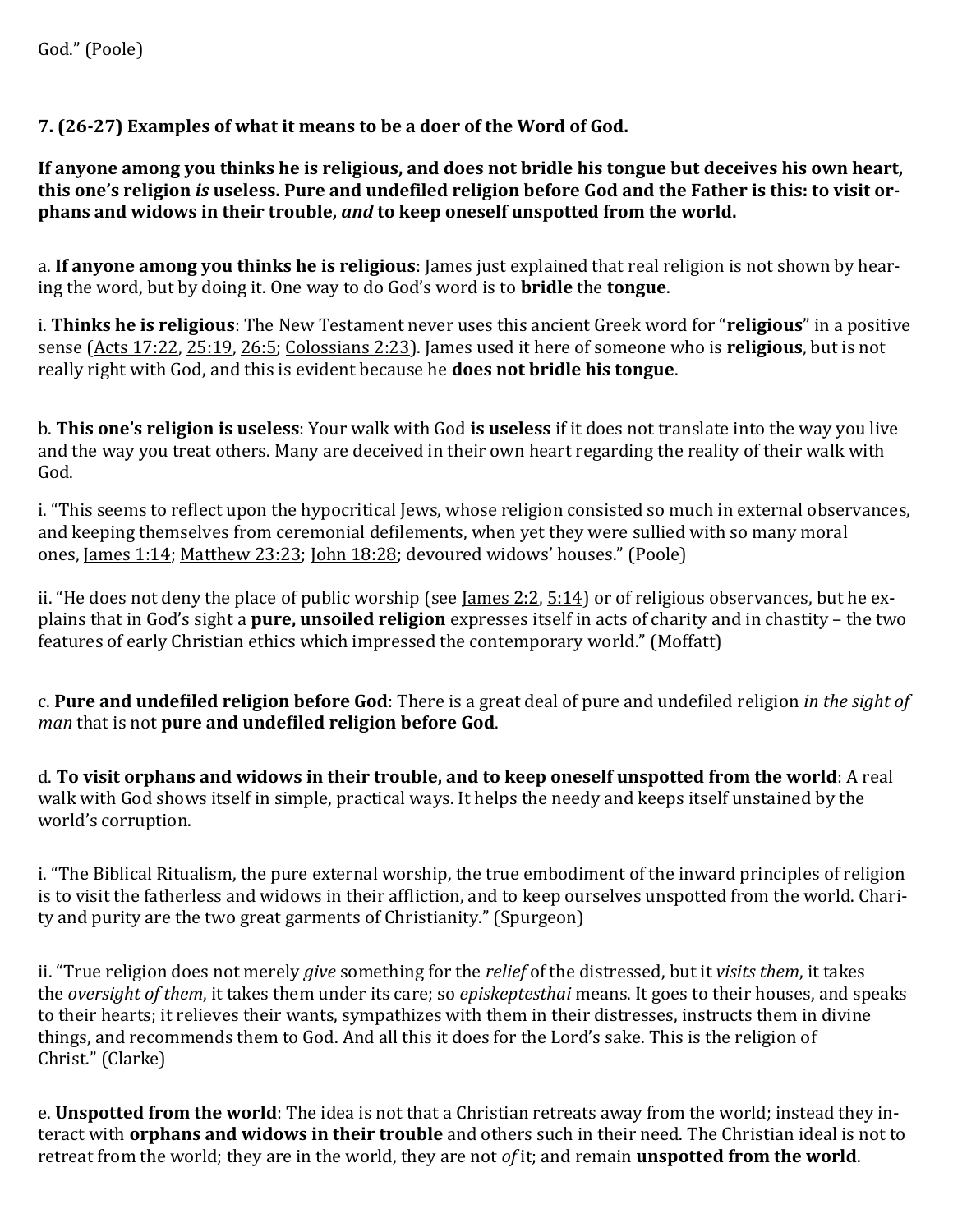God." (Poole)

**7. (26-27) Examples of what it means to be a doer of the Word of God.**

**If anyone among you thinks he is religious, and does not bridle his tongue but deceives his own heart, this one's religion *is* useless. Pure and undefiled religion before God and the Father is this: to visit orphans and widows in their trouble, *and* to keep oneself unspotted from the world.**

a. **If anyone among you thinks he is religious**: James just explained that real religion is not shown by hearing the word, but by doing it. One way to do God's word is to **bridle** the **tongue**.

i. **Thinks he is religious**: The New Testament never uses this ancient Greek word for "**religious**" in a positive sense (Acts 17:22, 25:19, 26:5; Colossians 2:23). James used it here of someone who is **religious**, but is not really right with God, and this is evident because he **does not bridle his tongue**.

b. **This one's religion is useless**: Your walk with God **is useless** if it does not translate into the way you live and the way you treat others. Many are deceived in their own heart regarding the reality of their walk with God.

i. "This seems to reflect upon the hypocritical Jews, whose religion consisted so much in external observances, and keeping themselves from ceremonial defilements, when yet they were sullied with so many moral ones, James 1:14; Matthew 23:23; John 18:28; devoured widows' houses." (Poole)

ii. "He does not deny the place of public worship (see James 2:2, 5:14) or of religious observances, but he explains that in God's sight a **pure, unsoiled religion** expresses itself in acts of charity and in chastity – the two features of early Christian ethics which impressed the contemporary world." (Moffatt)

c. **Pure and undefiled religion before God**: There is a great deal of pure and undefiled religion *in the sight of man* that is not **pure and undefiled religion before God**.

d. **To visit orphans and widows in their trouble, and to keep oneself unspotted from the world**: A real walk with God shows itself in simple, practical ways. It helps the needy and keeps itself unstained by the world's corruption.

i. "The Biblical Ritualism, the pure external worship, the true embodiment of the inward principles of religion is to visit the fatherless and widows in their affliction, and to keep ourselves unspotted from the world. Charity and purity are the two great garments of Christianity." (Spurgeon)

ii. "True religion does not merely *give* something for the *relief* of the distressed, but it *visits them*, it takes the *oversight of them*, it takes them under its care; so *episkeptesthai* means. It goes to their houses, and speaks to their hearts; it relieves their wants, sympathizes with them in their distresses, instructs them in divine things, and recommends them to God. And all this it does for the Lord's sake. This is the religion of Christ." (Clarke)

e. **Unspotted from the world**: The idea is not that a Christian retreats away from the world; instead they interact with **orphans and widows in their trouble** and others such in their need. The Christian ideal is not to retreat from the world; they are in the world, they are not *of* it; and remain **unspotted from the world**.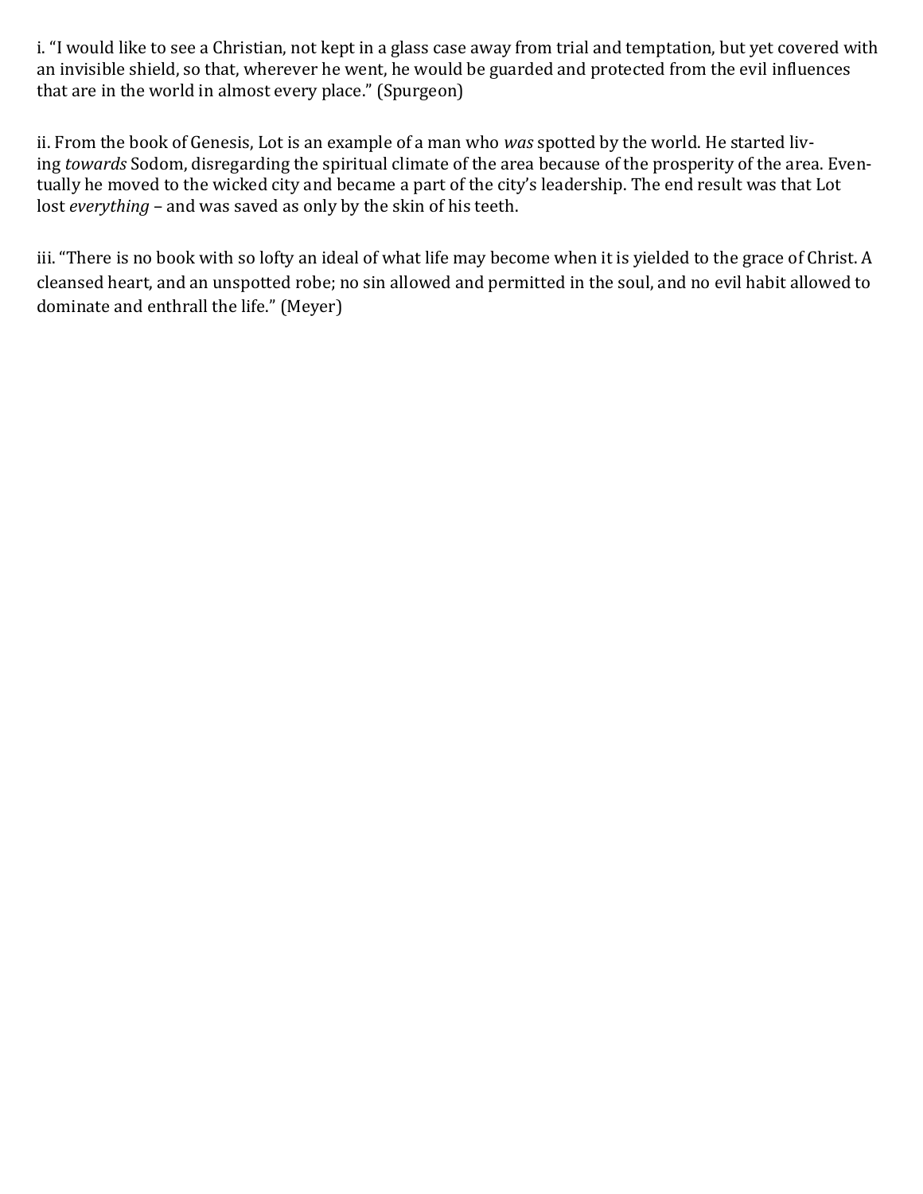i. "I would like to see a Christian, not kept in a glass case away from trial and temptation, but yet covered with an invisible shield, so that, wherever he went, he would be guarded and protected from the evil influences that are in the world in almost every place." (Spurgeon)

ii. From the book of Genesis, Lot is an example of a man who *was* spotted by the world. He started living *towards* Sodom, disregarding the spiritual climate of the area because of the prosperity of the area. Eventually he moved to the wicked city and became a part of the city's leadership. The end result was that Lot lost *everything* – and was saved as only by the skin of his teeth.

iii. "There is no book with so lofty an ideal of what life may become when it is yielded to the grace of Christ. A cleansed heart, and an unspotted robe; no sin allowed and permitted in the soul, and no evil habit allowed to dominate and enthrall the life." (Meyer)